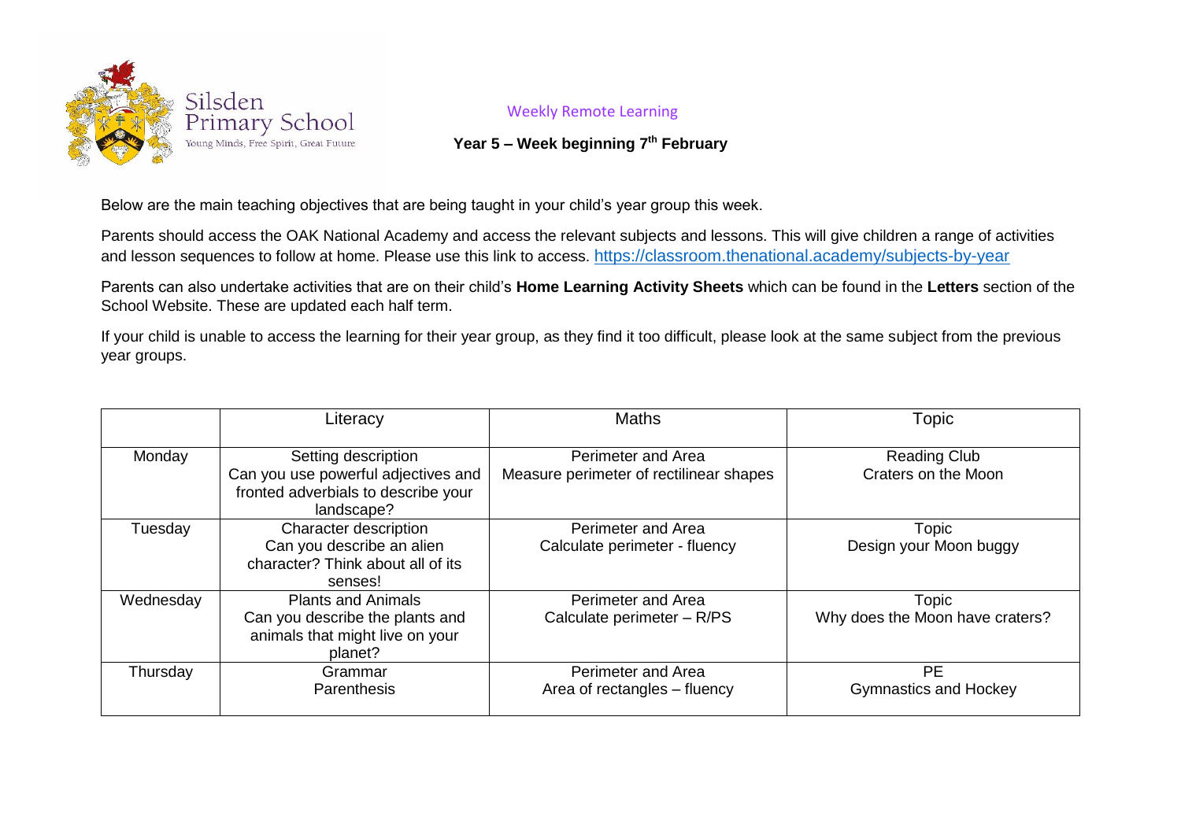Silsden Primary School
Young Minds, Free Spirit, Great Future

Weekly Remote Learning

**Year 5 – Week beginning 7th February**

Below are the main teaching objectives that are being taught in your child's year group this week.

Parents should access the OAK National Academy and access the relevant subjects and lessons. This will give children a range of activities and lesson sequences to follow at home. Please use this link to access. https://classroom.thenational.academy/subjects-by-year

Parents can also undertake activities that are on their child's **Home Learning Activity Sheets** which can be found in the **Letters** section of the School Website. These are updated each half term.

If your child is unable to access the learning for their year group, as they find it too difficult, please look at the same subject from the previous year groups.

| | Literacy | Maths | Topic |
|---|---|---|---|
| Monday | Setting description<br>Can you use powerful adjectives and fronted adverbials to describe your landscape? | Perimeter and Area<br>Measure perimeter of rectilinear shapes | Reading Club<br>Craters on the Moon |
| Tuesday | Character description<br>Can you describe an alien character? Think about all of its senses! | Perimeter and Area<br>Calculate perimeter - fluency | Topic<br>Design your Moon buggy |
| Wednesday | Plants and Animals<br>Can you describe the plants and animals that might live on your planet? | Perimeter and Area<br>Calculate perimeter – R/PS | Topic<br>Why does the Moon have craters? |
| Thursday | Grammar<br>Parenthesis | Perimeter and Area<br>Area of rectangles – fluency | PE<br>Gymnastics and Hockey |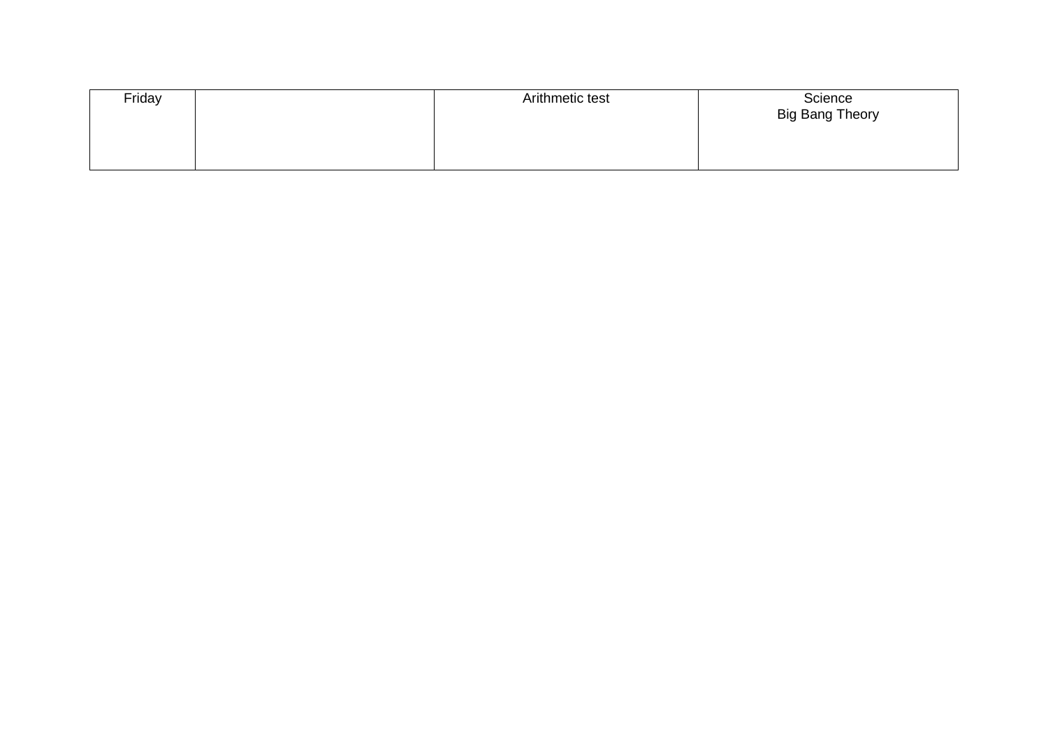| | | | |
|---|---|---|---|
| Friday | | Arithmetic test | Science<br>Big Bang Theory |